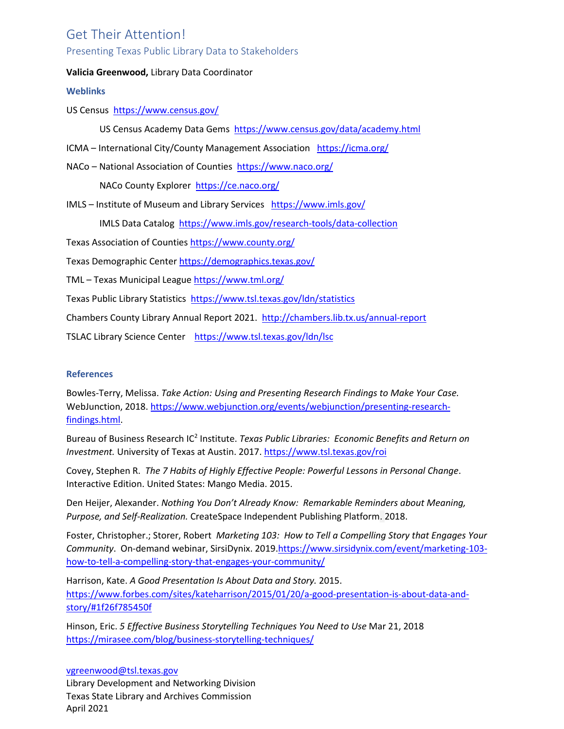# Get Their Attention!

## Presenting Texas Public Library Data to Stakeholders

**Valicia Greenwood,** Library Data Coordinator

### Weblinks

US Census https://www.census.gov/

- US Census Academy Data Gems https://www.census.gov/data/academy.html

ICMA – International City/County Management Association https://icma.org/

NACo – National Association of Counties https://www.naco.org/

- NACo County Explorer https://ce.naco.org/

IMLS – Institute of Museum and Library Services https://www.imls.gov/

- IMLS Data Catalog https://www.imls.gov/research-tools/data-collection

Texas Association of Counties https://www.county.org/

Texas Demographic Center https://demographics.texas.gov/

TML – Texas Municipal League https://www.tml.org/

Texas Public Library Statistics https://www.tsl.texas.gov/ldn/statistics

Chambers County Library Annual Report 2021. http://chambers.lib.tx.us/annual-report

TSLAC Library Science Center https://www.tsl.texas.gov/ldn/lsc

### References

Bowles-Terry, Melissa. *Take Action: Using and Presenting Research Findings to Make Your Case.* WebJunction, 2018. https://www.webjunction.org/events/webjunction/presenting-research-findings.html.

Bureau of Business Research IC$^2$ Institute. *Texas Public Libraries: Economic Benefits and Return on Investment.* University of Texas at Austin. 2017. https://www.tsl.texas.gov/roi

Covey, Stephen R. *The 7 Habits of Highly Effective People: Powerful Lessons in Personal Change*. Interactive Edition. United States: Mango Media. 2015.

Den Heijer, Alexander. *Nothing You Don't Already Know: Remarkable Reminders about Meaning, Purpose, and Self-Realization.* CreateSpace Independent Publishing Platform. 2018.

Foster, Christopher.; Storer, Robert *Marketing 103: How to Tell a Compelling Story that Engages Your Community*. On-demand webinar, SirsiDynix. 2019.https://www.sirsidynix.com/event/marketing-103-how-to-tell-a-compelling-story-that-engages-your-community/

Harrison, Kate. *A Good Presentation Is About Data and Story.* 2015. https://www.forbes.com/sites/kateharrison/2015/01/20/a-good-presentation-is-about-data-and-story/#1f26f785450f

Hinson, Eric. *5 Effective Business Storytelling Techniques You Need to Use* Mar 21, 2018 https://mirasee.com/blog/business-storytelling-techniques/

vgreenwood@tsl.texas.gov
Library Development and Networking Division
Texas State Library and Archives Commission
April 2021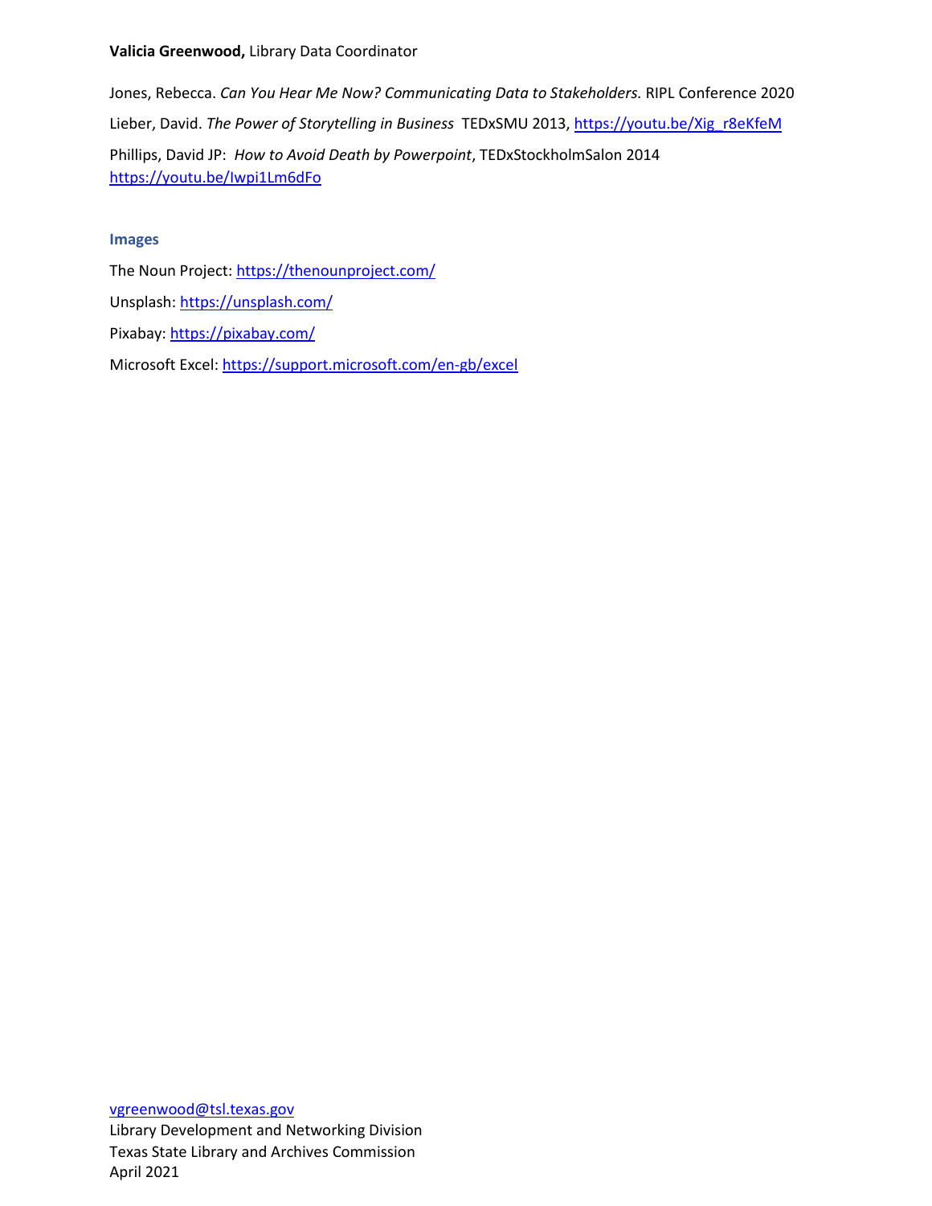**Valicia Greenwood,** Library Data Coordinator

Jones, Rebecca. *Can You Hear Me Now? Communicating Data to Stakeholders.* RIPL Conference 2020

Lieber, David. *The Power of Storytelling in Business* TEDxSMU 2013, https://youtu.be/Xig_r8eKfeM

Phillips, David JP: *How to Avoid Death by Powerpoint*, TEDxStockholmSalon 2014 https://youtu.be/Iwpi1Lm6dFo

### Images

The Noun Project: https://thenounproject.com/

Unsplash: https://unsplash.com/

Pixabay: https://pixabay.com/

Microsoft Excel: https://support.microsoft.com/en-gb/excel

vgreenwood@tsl.texas.gov
Library Development and Networking Division
Texas State Library and Archives Commission
April 2021